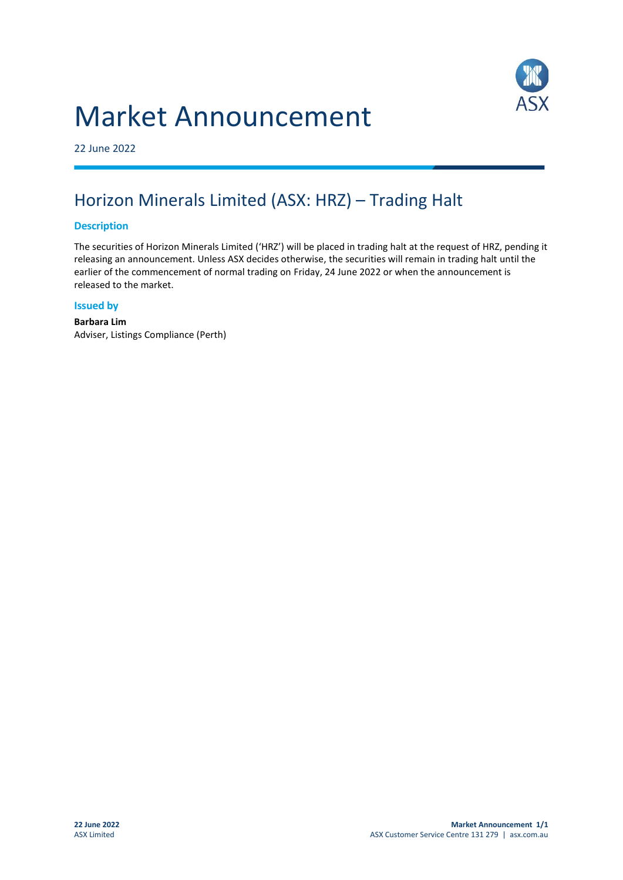# Market Announcement

22 June 2022

## Horizon Minerals Limited (ASX: HRZ) – Trading Halt

### Description

The securities of Horizon Minerals Limited ('HRZ') will be placed in trading halt at the request of HRZ, pending it releasing an announcement. Unless ASX decides otherwise, the securities will remain in trading halt until the earlier of the commencement of normal trading on Friday, 24 June 2022 or when the announcement is released to the market.

### Issued by

**Barbara Lim**
Adviser, Listings Compliance (Perth)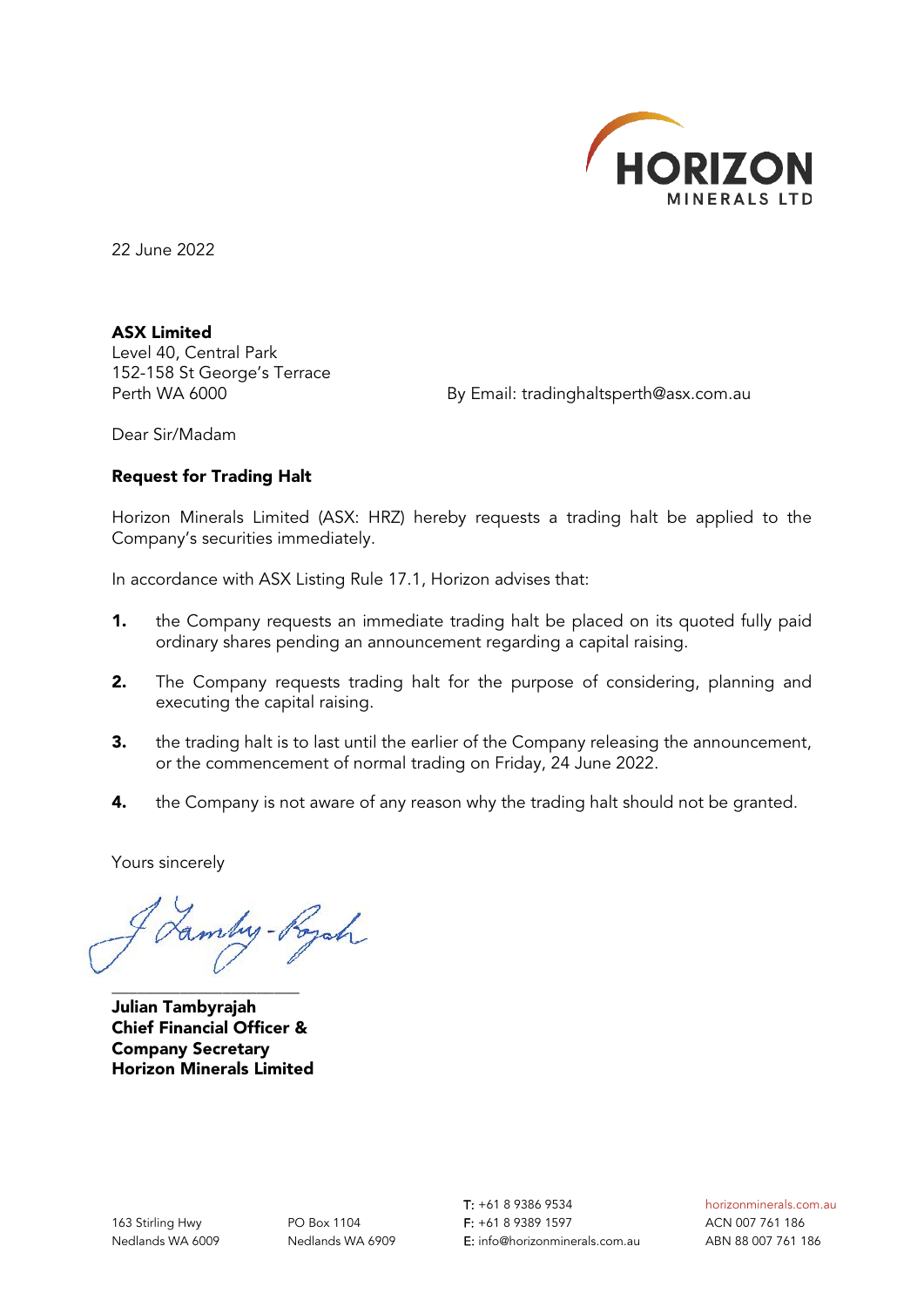22 June 2022

**ASX Limited**
Level 40, Central Park
152-158 St George's Terrace
Perth WA 6000

By Email: tradinghaltsperth@asx.com.au

Dear Sir/Madam

**Request for Trading Halt**

Horizon Minerals Limited (ASX: HRZ) hereby requests a trading halt be applied to the Company's securities immediately.

In accordance with ASX Listing Rule 17.1, Horizon advises that:

1. the Company requests an immediate trading halt be placed on its quoted fully paid ordinary shares pending an announcement regarding a capital raising.
2. The Company requests trading halt for the purpose of considering, planning and executing the capital raising.
3. the trading halt is to last until the earlier of the Company releasing the announcement, or the commencement of normal trading on Friday, 24 June 2022.
4. the Company is not aware of any reason why the trading halt should not be granted.

Yours sincerely

**Julian Tambyrajah**
**Chief Financial Officer &**
**Company Secretary**
**Horizon Minerals Limited**

163 Stirling Hwy
Nedlands WA 6009

PO Box 1104
Nedlands WA 6909

T: +61 8 9386 9534
F: +61 8 9389 1597
E: info@horizonminerals.com.au

horizonminerals.com.au
ACN 007 761 186
ABN 88 007 761 186